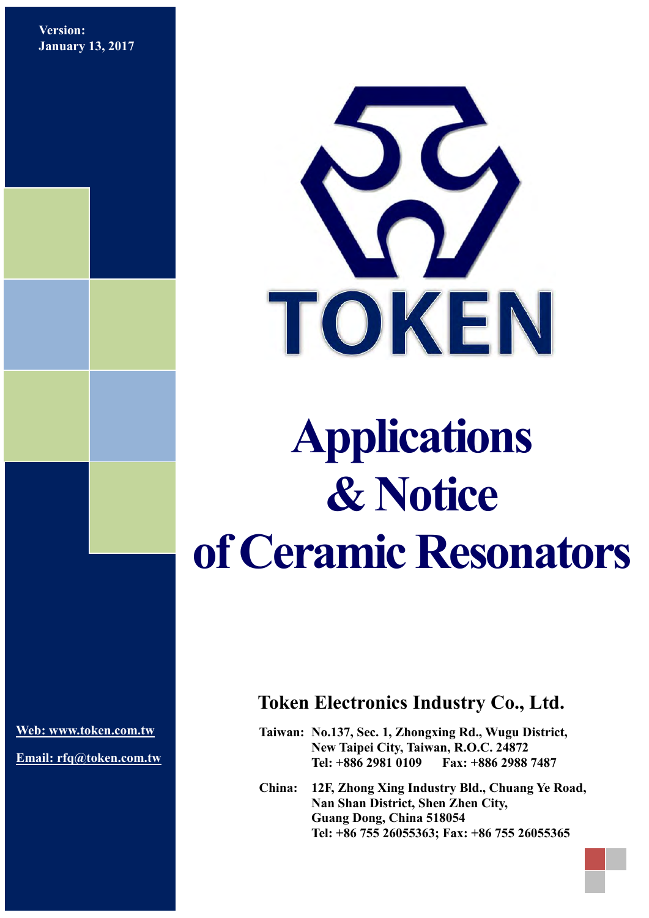Version:
January 13, 2017

TOKEN

# Applications & Notice of Ceramic Resonators

## Token Electronics Industry Co., Ltd.

Web: www.token.com.tw

Email: rfq@token.com.tw

**Taiwan:** No.137, Sec. 1, Zhongxing Rd., Wugu District,
New Taipei City, Taiwan, R.O.C. 24872
Tel: +886 2981 0109 Fax: +886 2988 7487

**China:** 12F, Zhong Xing Industry Bld., Chuang Ye Road,
Nan Shan District, Shen Zhen City,
Guang Dong, China 518054
Tel: +86 755 26055363; Fax: +86 755 26055365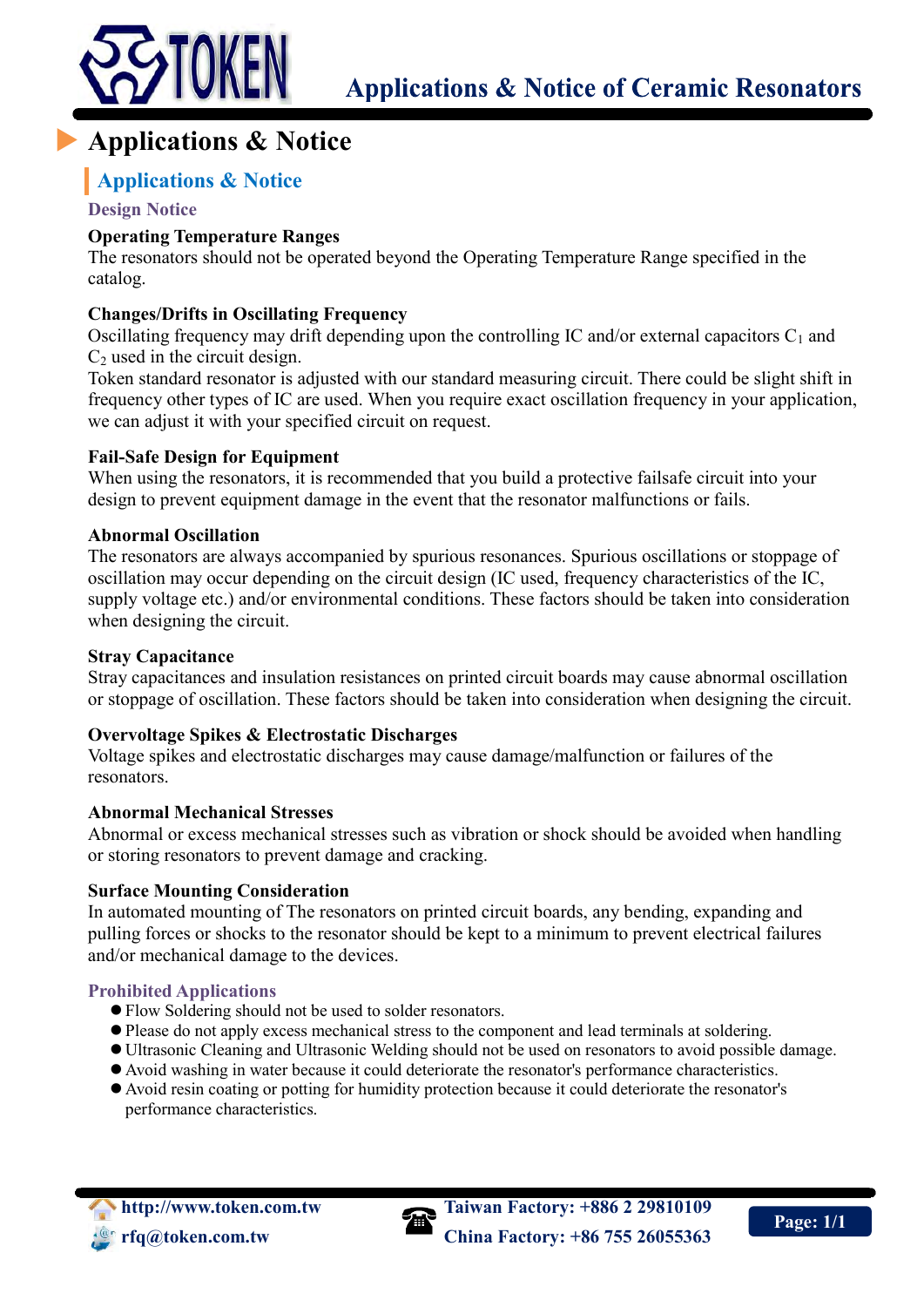# Applications & Notice

## Applications & Notice

### Design Notice

**Operating Temperature Ranges**

The resonators should not be operated beyond the Operating Temperature Range specified in the catalog.

**Changes/Drifts in Oscillating Frequency**

Oscillating frequency may drift depending upon the controlling IC and/or external capacitors $C_1$ and $C_2$ used in the circuit design.

Token standard resonator is adjusted with our standard measuring circuit. There could be slight shift in frequency other types of IC are used. When you require exact oscillation frequency in your application, we can adjust it with your specified circuit on request.

**Fail-Safe Design for Equipment**

When using the resonators, it is recommended that you build a protective failsafe circuit into your design to prevent equipment damage in the event that the resonator malfunctions or fails.

**Abnormal Oscillation**

The resonators are always accompanied by spurious resonances. Spurious oscillations or stoppage of oscillation may occur depending on the circuit design (IC used, frequency characteristics of the IC, supply voltage etc.) and/or environmental conditions. These factors should be taken into consideration when designing the circuit.

**Stray Capacitance**

Stray capacitances and insulation resistances on printed circuit boards may cause abnormal oscillation or stoppage of oscillation. These factors should be taken into consideration when designing the circuit.

**Overvoltage Spikes & Electrostatic Discharges**

Voltage spikes and electrostatic discharges may cause damage/malfunction or failures of the resonators.

**Abnormal Mechanical Stresses**

Abnormal or excess mechanical stresses such as vibration or shock should be avoided when handling or storing resonators to prevent damage and cracking.

**Surface Mounting Consideration**

In automated mounting of The resonators on printed circuit boards, any bending, expanding and pulling forces or shocks to the resonator should be kept to a minimum to prevent electrical failures and/or mechanical damage to the devices.

### Prohibited Applications

- Flow Soldering should not be used to solder resonators.
- Please do not apply excess mechanical stress to the component and lead terminals at soldering.
- Ultrasonic Cleaning and Ultrasonic Welding should not be used on resonators to avoid possible damage.
- Avoid washing in water because it could deteriorate the resonator's performance characteristics.
- Avoid resin coating or potting for humidity protection because it could deteriorate the resonator's performance characteristics.